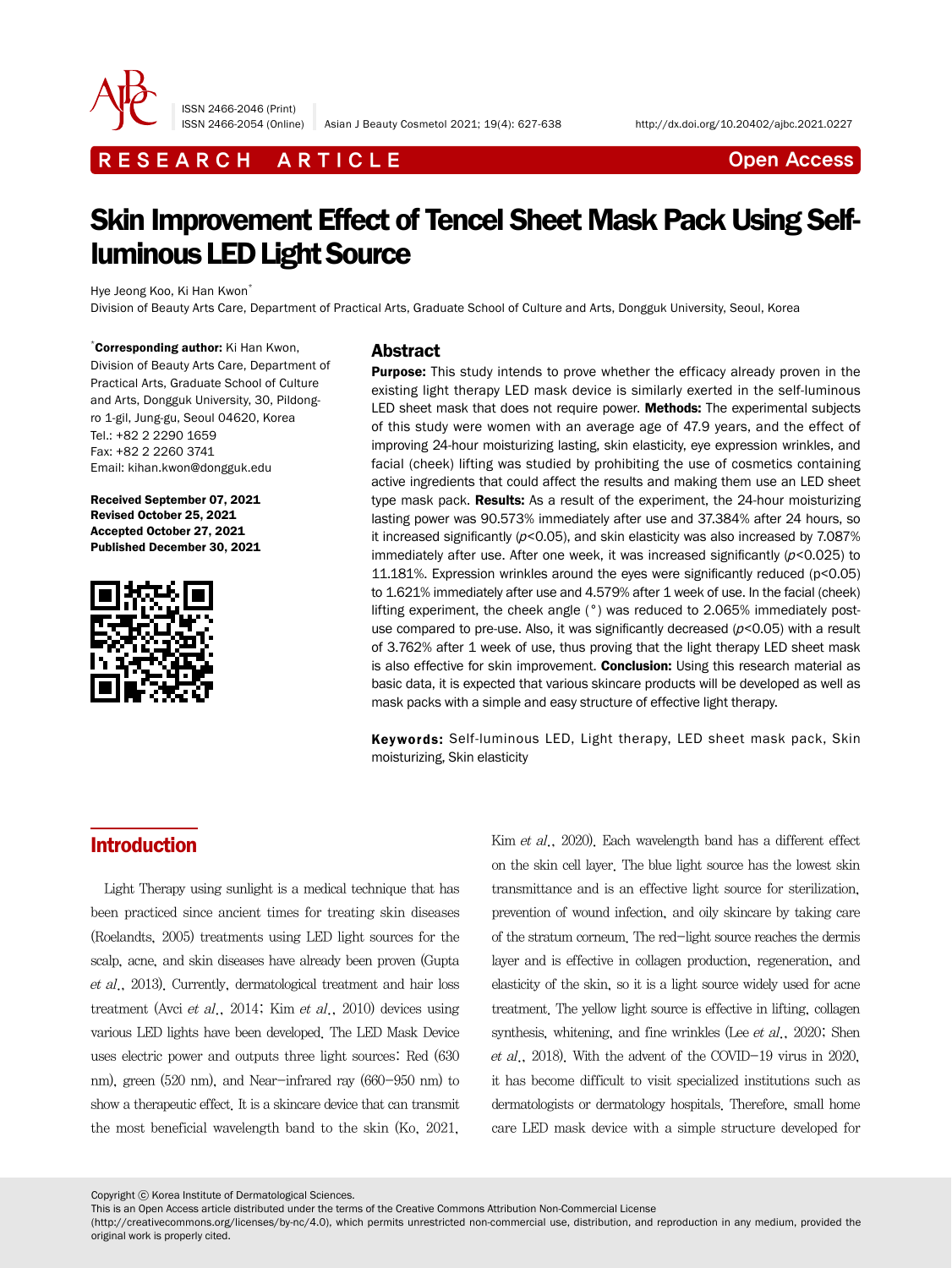RESEARCH ARTICLE

Open Access

# Skin Improvement Effect of Tencel Sheet Mask Pack Using Self-luminous LED Light Source

Hye Jeong Koo, Ki Han Kwon*

Division of Beauty Arts Care, Department of Practical Arts, Graduate School of Culture and Arts, Dongguk University, Seoul, Korea

***Corresponding author:** Ki Han Kwon, Division of Beauty Arts Care, Department of Practical Arts, Graduate School of Culture and Arts, Dongguk University, 30, Pildong-ro 1-gil, Jung-gu, Seoul 04620, Korea
Tel.: +82 2 2290 1659
Fax: +82 2 2260 3741
Email: kihan.kwon@dongguk.edu

**Received September 07, 2021**
**Revised October 25, 2021**
**Accepted October 27, 2021**
**Published December 30, 2021**

## Abstract

**Purpose:** This study intends to prove whether the efficacy already proven in the existing light therapy LED mask device is similarly exerted in the self-luminous LED sheet mask that does not require power. **Methods:** The experimental subjects of this study were women with an average age of 47.9 years, and the effect of improving 24-hour moisturizing lasting, skin elasticity, eye expression wrinkles, and facial (cheek) lifting was studied by prohibiting the use of cosmetics containing active ingredients that could affect the results and making them use an LED sheet type mask pack. **Results:** As a result of the experiment, the 24-hour moisturizing lasting power was 90.573% immediately after use and 37.384% after 24 hours, so it increased significantly ($p<0.05$), and skin elasticity was also increased by 7.087% immediately after use. After one week, it was increased significantly ($p<0.025$) to 11.181%. Expression wrinkles around the eyes were significantly reduced ($p<0.05$) to 1.621% immediately after use and 4.579% after 1 week of use. In the facial (cheek) lifting experiment, the cheek angle (°) was reduced to 2.065% immediately post-use compared to pre-use. Also, it was significantly decreased ($p<0.05$) with a result of 3.762% after 1 week of use, thus proving that the light therapy LED sheet mask is also effective for skin improvement. **Conclusion:** Using this research material as basic data, it is expected that various skincare products will be developed as well as mask packs with a simple and easy structure of effective light therapy.

**Keywords:** Self-luminous LED, Light therapy, LED sheet mask pack, Skin moisturizing, Skin elasticity

## Introduction

Light Therapy using sunlight is a medical technique that has been practiced since ancient times for treating skin diseases (Roelandts, 2005) treatments using LED light sources for the scalp, acne, and skin diseases have already been proven (Gupta *et al*., 2013). Currently, dermatological treatment and hair loss treatment (Avci *et al*., 2014; Kim *et al*., 2010) devices using various LED lights have been developed. The LED Mask Device uses electric power and outputs three light sources: Red (630 nm), green (520 nm), and Near-infrared ray (660–950 nm) to show a therapeutic effect. It is a skincare device that can transmit the most beneficial wavelength band to the skin (Ko, 2021, Kim *et al*., 2020). Each wavelength band has a different effect on the skin cell layer. The blue light source has the lowest skin transmittance and is an effective light source for sterilization, prevention of wound infection, and oily skincare by taking care of the stratum corneum. The red-light source reaches the dermis layer and is effective in collagen production, regeneration, and elasticity of the skin, so it is a light source widely used for acne treatment. The yellow light source is effective in lifting, collagen synthesis, whitening, and fine wrinkles (Lee *et al*., 2020; Shen *et al*., 2018). With the advent of the COVID-19 virus in 2020, it has become difficult to visit specialized institutions such as dermatologists or dermatology hospitals. Therefore, small home care LED mask device with a simple structure developed for

Copyright ⓒ Korea Institute of Dermatological Sciences.
This is an Open Access article distributed under the terms of the Creative Commons Attribution Non-Commercial License (http://creativecommons.org/licenses/by-nc/4.0), which permits unrestricted non-commercial use, distribution, and reproduction in any medium, provided the original work is properly cited.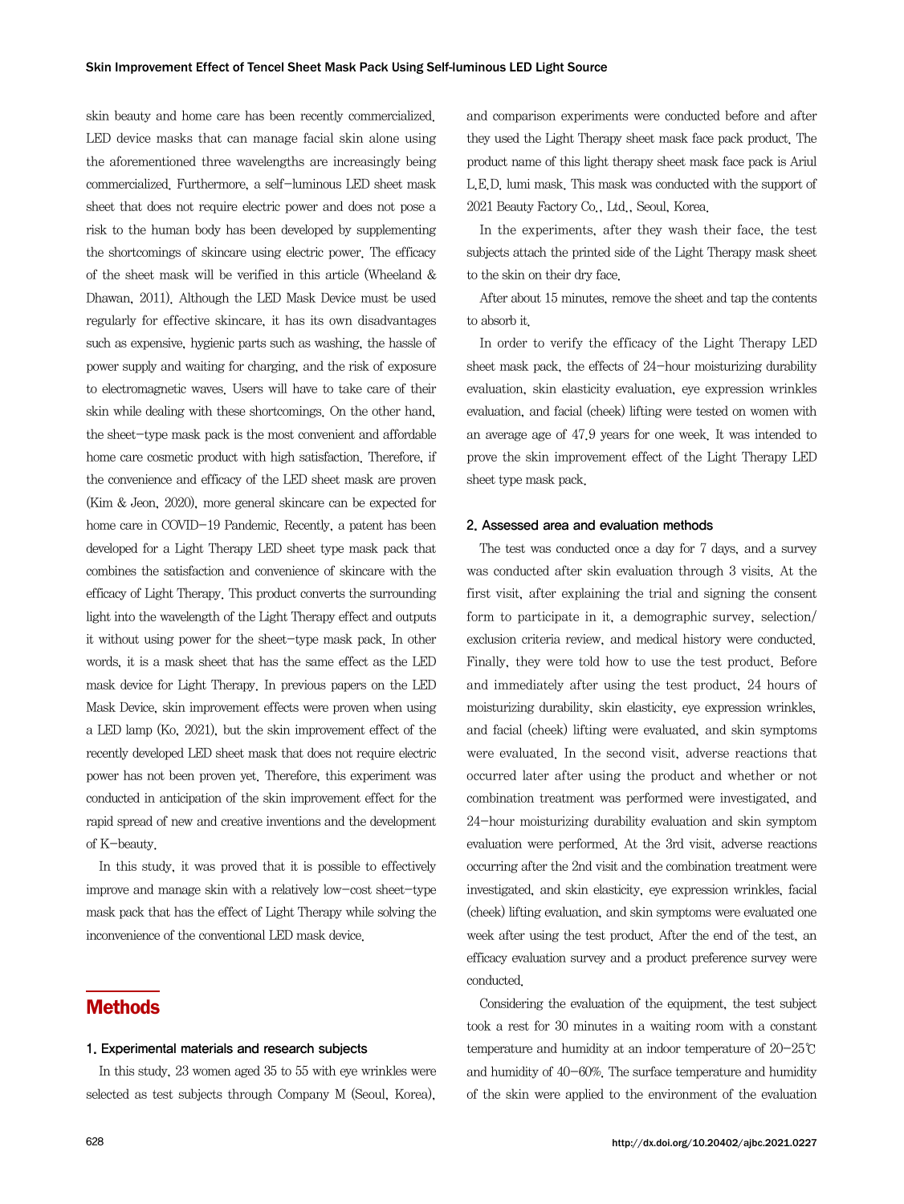skin beauty and home care has been recently commercialized. LED device masks that can manage facial skin alone using the aforementioned three wavelengths are increasingly being commercialized. Furthermore, a self-luminous LED sheet mask sheet that does not require electric power and does not pose a risk to the human body has been developed by supplementing the shortcomings of skincare using electric power. The efficacy of the sheet mask will be verified in this article (Wheeland & Dhawan, 2011). Although the LED Mask Device must be used regularly for effective skincare, it has its own disadvantages such as expensive, hygienic parts such as washing, the hassle of power supply and waiting for charging, and the risk of exposure to electromagnetic waves. Users will have to take care of their skin while dealing with these shortcomings. On the other hand, the sheet-type mask pack is the most convenient and affordable home care cosmetic product with high satisfaction. Therefore, if the convenience and efficacy of the LED sheet mask are proven (Kim & Jeon, 2020), more general skincare can be expected for home care in COVID-19 Pandemic. Recently, a patent has been developed for a Light Therapy LED sheet type mask pack that combines the satisfaction and convenience of skincare with the efficacy of Light Therapy. This product converts the surrounding light into the wavelength of the Light Therapy effect and outputs it without using power for the sheet-type mask pack. In other words, it is a mask sheet that has the same effect as the LED mask device for Light Therapy. In previous papers on the LED Mask Device, skin improvement effects were proven when using a LED lamp (Ko, 2021), but the skin improvement effect of the recently developed LED sheet mask that does not require electric power has not been proven yet. Therefore, this experiment was conducted in anticipation of the skin improvement effect for the rapid spread of new and creative inventions and the development of K-beauty.

In this study, it was proved that it is possible to effectively improve and manage skin with a relatively low-cost sheet-type mask pack that has the effect of Light Therapy while solving the inconvenience of the conventional LED mask device.

# Methods

## 1. Experimental materials and research subjects

In this study, 23 women aged 35 to 55 with eye wrinkles were selected as test subjects through Company M (Seoul, Korea), and comparison experiments were conducted before and after they used the Light Therapy sheet mask face pack product. The product name of this light therapy sheet mask face pack is Ariul L.E.D. lumi mask. This mask was conducted with the support of 2021 Beauty Factory Co., Ltd., Seoul, Korea.

In the experiments, after they wash their face, the test subjects attach the printed side of the Light Therapy mask sheet to the skin on their dry face.

After about 15 minutes, remove the sheet and tap the contents to absorb it.

In order to verify the efficacy of the Light Therapy LED sheet mask pack, the effects of 24-hour moisturizing durability evaluation, skin elasticity evaluation, eye expression wrinkles evaluation, and facial (cheek) lifting were tested on women with an average age of 47.9 years for one week. It was intended to prove the skin improvement effect of the Light Therapy LED sheet type mask pack.

## 2. Assessed area and evaluation methods

The test was conducted once a day for 7 days, and a survey was conducted after skin evaluation through 3 visits. At the first visit, after explaining the trial and signing the consent form to participate in it, a demographic survey, selection/exclusion criteria review, and medical history were conducted. Finally, they were told how to use the test product. Before and immediately after using the test product, 24 hours of moisturizing durability, skin elasticity, eye expression wrinkles, and facial (cheek) lifting were evaluated, and skin symptoms were evaluated. In the second visit, adverse reactions that occurred later after using the product and whether or not combination treatment was performed were investigated, and 24-hour moisturizing durability evaluation and skin symptom evaluation were performed. At the 3rd visit, adverse reactions occurring after the 2nd visit and the combination treatment were investigated, and skin elasticity, eye expression wrinkles, facial (cheek) lifting evaluation, and skin symptoms were evaluated one week after using the test product. After the end of the test, an efficacy evaluation survey and a product preference survey were conducted.

Considering the evaluation of the equipment, the test subject took a rest for 30 minutes in a waiting room with a constant temperature and humidity at an indoor temperature of 20-25℃ and humidity of 40-60%. The surface temperature and humidity of the skin were applied to the environment of the evaluation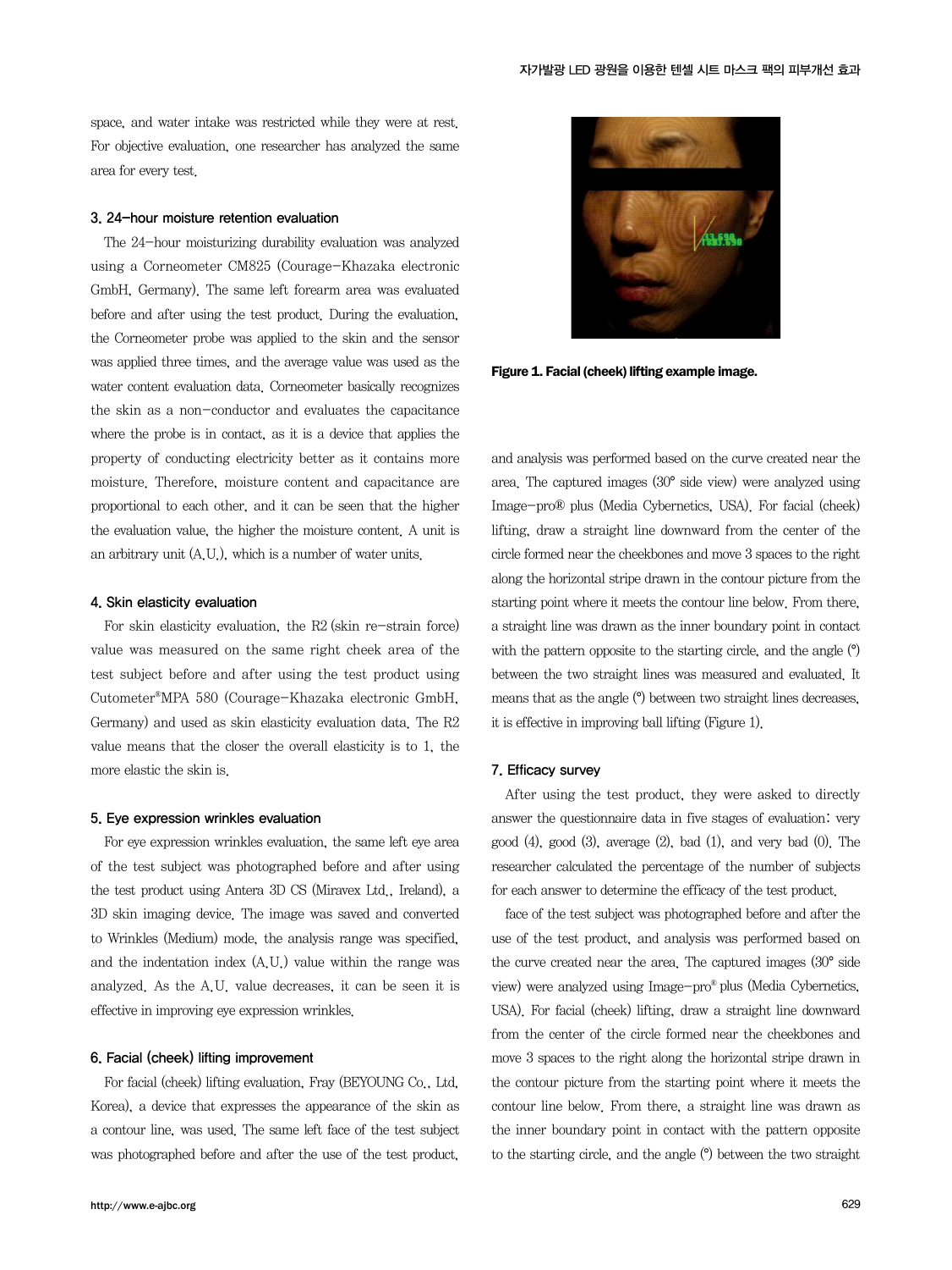space, and water intake was restricted while they were at rest. For objective evaluation, one researcher has analyzed the same area for every test.

### 3. 24-hour moisture retention evaluation

The 24-hour moisturizing durability evaluation was analyzed using a Corneometer CM825 (Courage-Khazaka electronic GmbH, Germany). The same left forearm area was evaluated before and after using the test product. During the evaluation, the Corneometer probe was applied to the skin and the sensor was applied three times, and the average value was used as the water content evaluation data. Corneometer basically recognizes the skin as a non-conductor and evaluates the capacitance where the probe is in contact, as it is a device that applies the property of conducting electricity better as it contains more moisture. Therefore, moisture content and capacitance are proportional to each other, and it can be seen that the higher the evaluation value, the higher the moisture content. A unit is an arbitrary unit (A.U.), which is a number of water units.

### 4. Skin elasticity evaluation

For skin elasticity evaluation, the R2 (skin re-strain force) value was measured on the same right cheek area of the test subject before and after using the test product using Cutometer®MPA 580 (Courage-Khazaka electronic GmbH, Germany) and used as skin elasticity evaluation data. The R2 value means that the closer the overall elasticity is to 1, the more elastic the skin is.

### 5. Eye expression wrinkles evaluation

For eye expression wrinkles evaluation, the same left eye area of the test subject was photographed before and after using the test product using Antera 3D CS (Miravex Ltd., Ireland), a 3D skin imaging device. The image was saved and converted to Wrinkles (Medium) mode, the analysis range was specified, and the indentation index (A.U.) value within the range was analyzed. As the A.U. value decreases, it can be seen it is effective in improving eye expression wrinkles.

### 6. Facial (cheek) lifting improvement

For facial (cheek) lifting evaluation, Fray (BEYOUNG Co., Ltd, Korea), a device that expresses the appearance of the skin as a contour line, was used. The same left face of the test subject was photographed before and after the use of the test product, and analysis was performed based on the curve created near the area. The captured images (30° side view) were analyzed using Image-pro® plus (Media Cybernetics, USA). For facial (cheek) lifting, draw a straight line downward from the center of the circle formed near the cheekbones and move 3 spaces to the right along the horizontal stripe drawn in the contour picture from the starting point where it meets the contour line below. From there, a straight line was drawn as the inner boundary point in contact with the pattern opposite to the starting circle, and the angle (°) between the two straight lines was measured and evaluated. It means that as the angle (°) between two straight lines decreases, it is effective in improving ball lifting (Figure 1).

**Figure 1. Facial (cheek) lifting example image.**

### 7. Efficacy survey

After using the test product, they were asked to directly answer the questionnaire data in five stages of evaluation: very good (4), good (3), average (2), bad (1), and very bad (0). The researcher calculated the percentage of the number of subjects for each answer to determine the efficacy of the test product.

face of the test subject was photographed before and after the use of the test product, and analysis was performed based on the curve created near the area. The captured images (30° side view) were analyzed using Image-pro® plus (Media Cybernetics, USA). For facial (cheek) lifting, draw a straight line downward from the center of the circle formed near the cheekbones and move 3 spaces to the right along the horizontal stripe drawn in the contour picture from the starting point where it meets the contour line below. From there, a straight line was drawn as the inner boundary point in contact with the pattern opposite to the starting circle, and the angle (°) between the two straight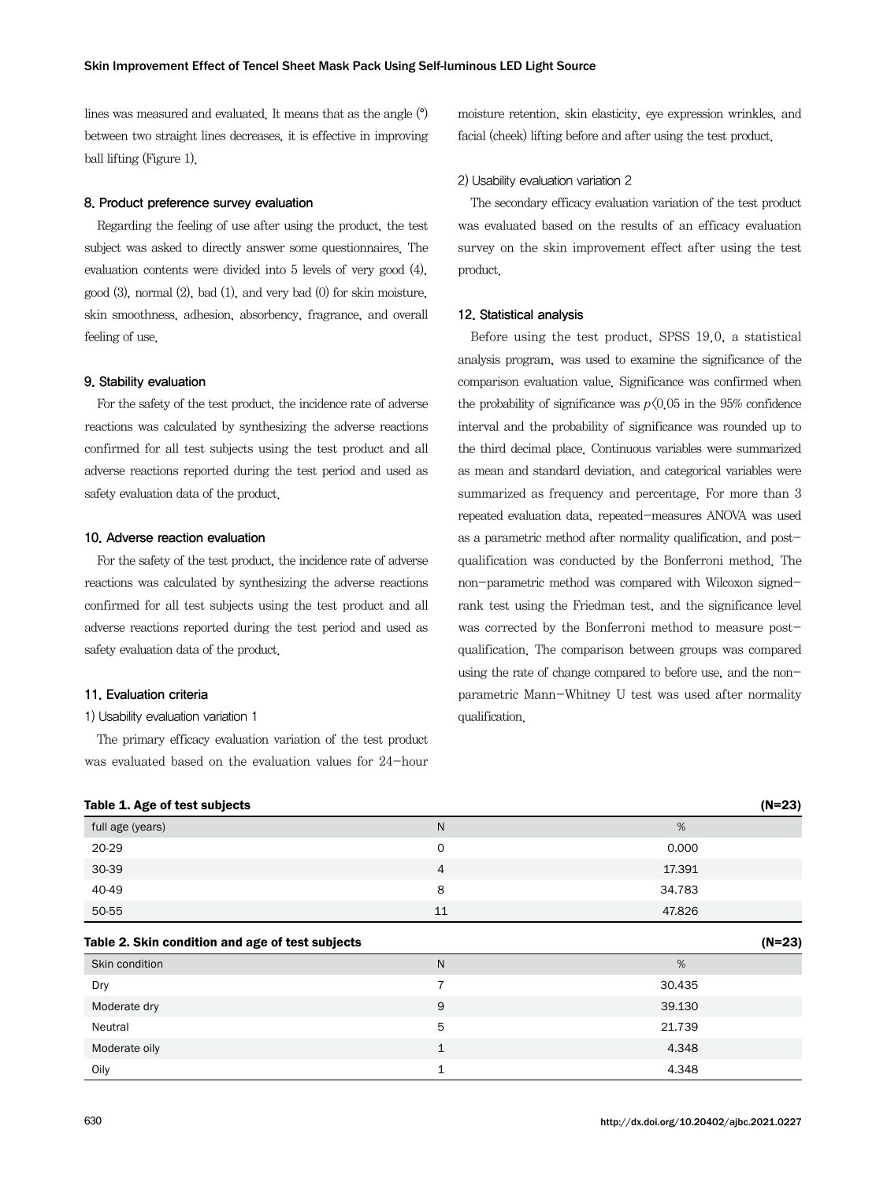lines was measured and evaluated. It means that as the angle (°) between two straight lines decreases, it is effective in improving ball lifting (Figure 1).

### 8. Product preference survey evaluation

Regarding the feeling of use after using the product, the test subject was asked to directly answer some questionnaires. The evaluation contents were divided into 5 levels of very good (4), good (3), normal (2), bad (1), and very bad (0) for skin moisture, skin smoothness, adhesion, absorbency, fragrance, and overall feeling of use.

### 9. Stability evaluation

For the safety of the test product, the incidence rate of adverse reactions was calculated by synthesizing the adverse reactions confirmed for all test subjects using the test product and all adverse reactions reported during the test period and used as safety evaluation data of the product.

### 10. Adverse reaction evaluation

For the safety of the test product, the incidence rate of adverse reactions was calculated by synthesizing the adverse reactions confirmed for all test subjects using the test product and all adverse reactions reported during the test period and used as safety evaluation data of the product.

### 11. Evaluation criteria

#### 1) Usability evaluation variation 1

The primary efficacy evaluation variation of the test product was evaluated based on the evaluation values for 24-hour moisture retention, skin elasticity, eye expression wrinkles, and facial (cheek) lifting before and after using the test product.

#### 2) Usability evaluation variation 2

The secondary efficacy evaluation variation of the test product was evaluated based on the results of an efficacy evaluation survey on the skin improvement effect after using the test product.

### 12. Statistical analysis

Before using the test product, SPSS 19.0, a statistical analysis program, was used to examine the significance of the comparison evaluation value. Significance was confirmed when the probability of significance was $p<0.05$ in the 95% confidence interval and the probability of significance was rounded up to the third decimal place. Continuous variables were summarized as mean and standard deviation, and categorical variables were summarized as frequency and percentage. For more than 3 repeated evaluation data, repeated-measures ANOVA was used as a parametric method after normality qualification, and post-qualification was conducted by the Bonferroni method. The non-parametric method was compared with Wilcoxon signed-rank test using the Friedman test, and the significance level was corrected by the Bonferroni method to measure post-qualification. The comparison between groups was compared using the rate of change compared to before use, and the non-parametric Mann-Whitney U test was used after normality qualification.

**Table 1. Age of test subjects** (N=23)

| full age (years) | N | % |
|---|---|---|
| 20-29 | 0 | 0.000 |
| 30-39 | 4 | 17.391 |
| 40-49 | 8 | 34.783 |
| 50-55 | 11 | 47.826 |

**Table 2. Skin condition and age of test subjects** (N=23)

| Skin condition | N | % |
|---|---|---|
| Dry | 7 | 30.435 |
| Moderate dry | 9 | 39.130 |
| Neutral | 5 | 21.739 |
| Moderate oily | 1 | 4.348 |
| Oily | 1 | 4.348 |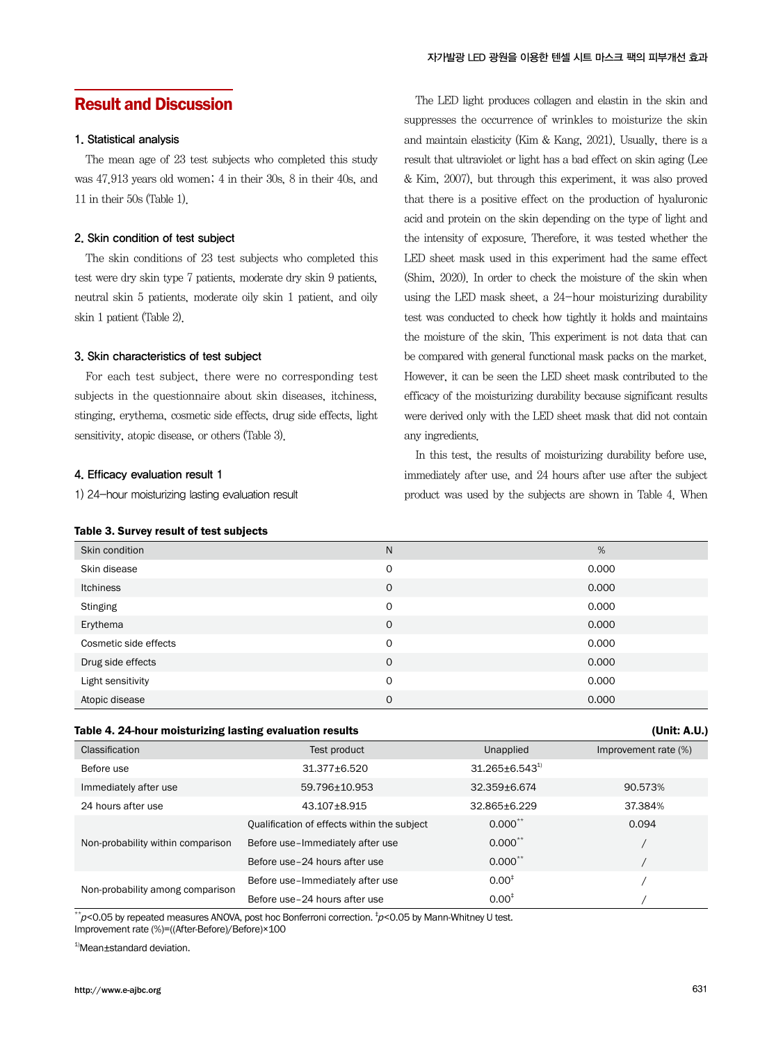## Result and Discussion

### 1. Statistical analysis

The mean age of 23 test subjects who completed this study was 47.913 years old women; 4 in their 30s, 8 in their 40s, and 11 in their 50s (Table 1).

### 2. Skin condition of test subject

The skin conditions of 23 test subjects who completed this test were dry skin type 7 patients, moderate dry skin 9 patients, neutral skin 5 patients, moderate oily skin 1 patient, and oily skin 1 patient (Table 2).

### 3. Skin characteristics of test subject

For each test subject, there were no corresponding test subjects in the questionnaire about skin diseases, itchiness, stinging, erythema, cosmetic side effects, drug side effects, light sensitivity, atopic disease, or others (Table 3).

### 4. Efficacy evaluation result 1

1) 24-hour moisturizing lasting evaluation result

The LED light produces collagen and elastin in the skin and suppresses the occurrence of wrinkles to moisturize the skin and maintain elasticity (Kim & Kang, 2021). Usually, there is a result that ultraviolet or light has a bad effect on skin aging (Lee & Kim, 2007), but through this experiment, it was also proved that there is a positive effect on the production of hyaluronic acid and protein on the skin depending on the type of light and the intensity of exposure. Therefore, it was tested whether the LED sheet mask used in this experiment had the same effect (Shim, 2020). In order to check the moisture of the skin when using the LED mask sheet, a 24-hour moisturizing durability test was conducted to check how tightly it holds and maintains the moisture of the skin. This experiment is not data that can be compared with general functional mask packs on the market. However, it can be seen the LED sheet mask contributed to the efficacy of the moisturizing durability because significant results were derived only with the LED sheet mask that did not contain any ingredients.

In this test, the results of moisturizing durability before use, immediately after use, and 24 hours after use after the subject product was used by the subjects are shown in Table 4. When

**Table 3. Survey result of test subjects**

| Skin condition | N | % |
|---|---|---|
| Skin disease | 0 | 0.000 |
| Itchiness | 0 | 0.000 |
| Stinging | 0 | 0.000 |
| Erythema | 0 | 0.000 |
| Cosmetic side effects | 0 | 0.000 |
| Drug side effects | 0 | 0.000 |
| Light sensitivity | 0 | 0.000 |
| Atopic disease | 0 | 0.000 |

**Table 4. 24-hour moisturizing lasting evaluation results** (Unit: A.U.)

| Classification | Test product | Unapplied | Improvement rate (%) |
|---|---|---|---|
| Before use | 31.377±6.520 | 31.265±6.543[1)] | |
| Immediately after use | 59.796±10.953 | 32.359±6.674 | 90.573% |
| 24 hours after use | 43.107±8.915 | 32.865±6.229 | 37.384% |
| Non-probability within comparison | Qualification of effects within the subject | $0.000^{**}$ | 0.094 |
| | Before use–Immediately after use | $0.000^{**}$ | / |
| | Before use–24 hours after use | $0.000^{**}$ | / |
| Non-probability among comparison | Before use–Immediately after use | $0.00^{‡}$ | / |
| | Before use–24 hours after use | $0.00^{‡}$ | / |

$^{**}p<0.05$ by repeated measures ANOVA, post hoc Bonferroni correction. $^{‡}p<0.05$ by Mann-Whitney U test.
Improvement rate (%)=((After-Before)/Before)×100

[1)]Mean±standard deviation.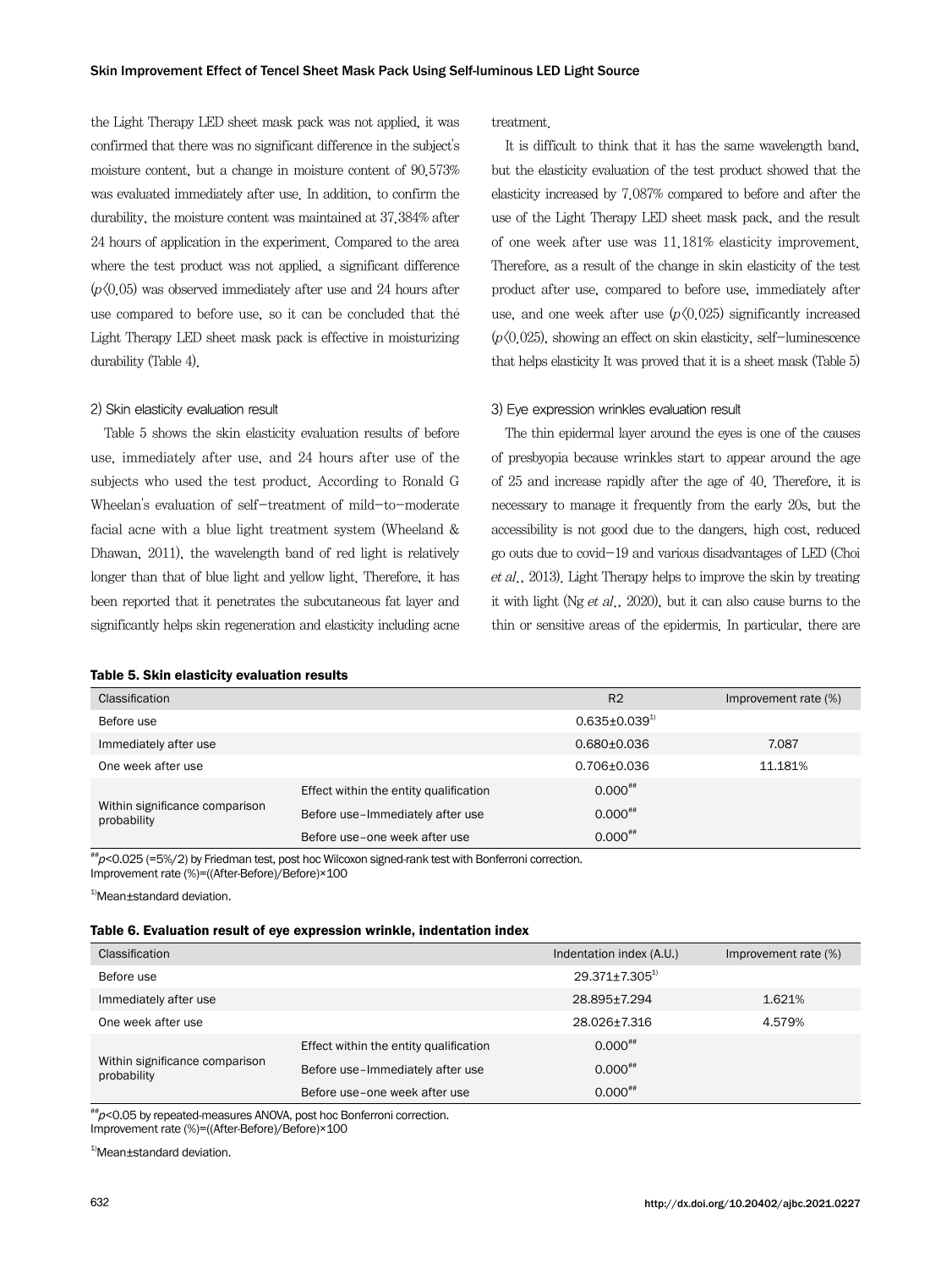the Light Therapy LED sheet mask pack was not applied, it was confirmed that there was no significant difference in the subject's moisture content, but a change in moisture content of 90.573% was evaluated immediately after use. In addition, to confirm the durability, the moisture content was maintained at 37.384% after 24 hours of application in the experiment. Compared to the area where the test product was not applied, a significant difference ($p<0.05$) was observed immediately after use and 24 hours after use compared to before use, so it can be concluded that the Light Therapy LED sheet mask pack is effective in moisturizing durability (Table 4).

#### 2) Skin elasticity evaluation result

Table 5 shows the skin elasticity evaluation results of before use, immediately after use, and 24 hours after use of the subjects who used the test product. According to Ronald G Wheelan's evaluation of self-treatment of mild-to-moderate facial acne with a blue light treatment system (Wheeland & Dhawan, 2011), the wavelength band of red light is relatively longer than that of blue light and yellow light. Therefore, it has been reported that it penetrates the subcutaneous fat layer and significantly helps skin regeneration and elasticity including acne treatment.

It is difficult to think that it has the same wavelength band, but the elasticity evaluation of the test product showed that the elasticity increased by 7.087% compared to before and after the use of the Light Therapy LED sheet mask pack, and the result of one week after use was 11.181% elasticity improvement. Therefore, as a result of the change in skin elasticity of the test product after use, compared to before use, immediately after use, and one week after use ($p<0.025$) significantly increased ($p<0.025$), showing an effect on skin elasticity, self-luminescence that helps elasticity It was proved that it is a sheet mask (Table 5)

#### 3) Eye expression wrinkles evaluation result

The thin epidermal layer around the eyes is one of the causes of presbyopia because wrinkles start to appear around the age of 25 and increase rapidly after the age of 40. Therefore, it is necessary to manage it frequently from the early 20s, but the accessibility is not good due to the dangers, high cost, reduced go outs due to covid-19 and various disadvantages of LED (Choi *et al.*, 2013). Light Therapy helps to improve the skin by treating it with light (Ng *et al.*, 2020), but it can also cause burns to the thin or sensitive areas of the epidermis. In particular, there are

**Table 5. Skin elasticity evaluation results**

| Classification | | R2 | Improvement rate (%) |
|---|---|---|---|
| Before use | | 0.635±0.039[1)] | |
| Immediately after use | | 0.680±0.036 | 7.087 |
| One week after use | | 0.706±0.036 | 11.181% |
| Within significance comparison probability | Effect within the entity qualification | 0.000## | |
| | Before use–Immediately after use | 0.000## | |
| | Before use–one week after use | 0.000## | |

##$p<0.025$ (=5%/2) by Friedman test, post hoc Wilcoxon signed-rank test with Bonferroni correction.
Improvement rate (%)=((After-Before)/Before)×100

1)Mean±standard deviation.

**Table 6. Evaluation result of eye expression wrinkle, indentation index**

| Classification | | Indentation index (A.U.) | Improvement rate (%) |
|---|---|---|---|
| Before use | | 29.371±7.305[1)] | |
| Immediately after use | | 28.895±7.294 | 1.621% |
| One week after use | | 28.026±7.316 | 4.579% |
| Within significance comparison probability | Effect within the entity qualification | 0.000## | |
| | Before use–Immediately after use | 0.000## | |
| | Before use–one week after use | 0.000## | |

##$p<0.05$ by repeated-measures ANOVA, post hoc Bonferroni correction.
Improvement rate (%)=((After-Before)/Before)×100

1)Mean±standard deviation.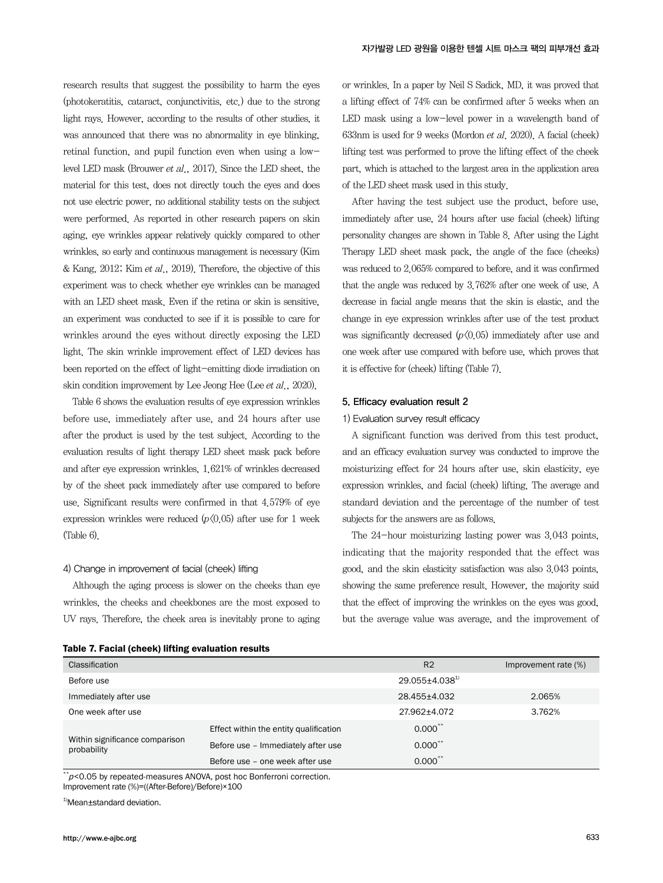research results that suggest the possibility to harm the eyes (photokeratitis, cataract, conjunctivitis, etc.) due to the strong light rays. However, according to the results of other studies, it was announced that there was no abnormality in eye blinking, retinal function, and pupil function even when using a low-level LED mask (Brouwer *et al*., 2017). Since the LED sheet, the material for this test, does not directly touch the eyes and does not use electric power, no additional stability tests on the subject were performed. As reported in other research papers on skin aging, eye wrinkles appear relatively quickly compared to other wrinkles, so early and continuous management is necessary (Kim & Kang, 2012; Kim *et al*., 2019). Therefore, the objective of this experiment was to check whether eye wrinkles can be managed with an LED sheet mask. Even if the retina or skin is sensitive, an experiment was conducted to see if it is possible to care for wrinkles around the eyes without directly exposing the LED light. The skin wrinkle improvement effect of LED devices has been reported on the effect of light-emitting diode irradiation on skin condition improvement by Lee Jeong Hee (Lee *et al*., 2020).

Table 6 shows the evaluation results of eye expression wrinkles before use, immediately after use, and 24 hours after use after the product is used by the test subject. According to the evaluation results of light therapy LED sheet mask pack before and after eye expression wrinkles, 1.621% of wrinkles decreased by of the sheet pack immediately after use compared to before use. Significant results were confirmed in that 4.579% of eye expression wrinkles were reduced ($p<0.05$) after use for 1 week (Table 6).

#### 4) Change in improvement of facial (cheek) lifting

Although the aging process is slower on the cheeks than eye wrinkles, the cheeks and cheekbones are the most exposed to UV rays. Therefore, the cheek area is inevitably prone to aging or wrinkles. In a paper by Neil S Sadick, MD, it was proved that a lifting effect of 74% can be confirmed after 5 weeks when an LED mask using a low-level power in a wavelength band of 633nm is used for 9 weeks (Mordon *et al*. 2020). A facial (cheek) lifting test was performed to prove the lifting effect of the cheek part, which is attached to the largest area in the application area of the LED sheet mask used in this study.

After having the test subject use the product, before use, immediately after use, 24 hours after use facial (cheek) lifting personality changes are shown in Table 8. After using the Light Therapy LED sheet mask pack, the angle of the face (cheeks) was reduced to 2.065% compared to before, and it was confirmed that the angle was reduced by 3.762% after one week of use. A decrease in facial angle means that the skin is elastic, and the change in eye expression wrinkles after use of the test product was significantly decreased ($p<0.05$) immediately after use and one week after use compared with before use, which proves that it is effective for (cheek) lifting (Table 7).

### 5. Efficacy evaluation result 2

#### 1) Evaluation survey result efficacy

A significant function was derived from this test product, and an efficacy evaluation survey was conducted to improve the moisturizing effect for 24 hours after use, skin elasticity, eye expression wrinkles, and facial (cheek) lifting. The average and standard deviation and the percentage of the number of test subjects for the answers are as follows.

The 24-hour moisturizing lasting power was 3.043 points, indicating that the majority responded that the effect was good, and the skin elasticity satisfaction was also 3.043 points, showing the same preference result. However, the majority said that the effect of improving the wrinkles on the eyes was good, but the average value was average, and the improvement of

**Table 7. Facial (cheek) lifting evaluation results**

| Classification | | R2 | Improvement rate (%) |
|---|---|---|---|
| Before use | | 29.055±4.038[1)] | |
| Immediately after use | | 28.455±4.032 | 2.065% |
| One week after use | | 27.962±4.072 | 3.762% |
| Within significance comparison probability | Effect within the entity qualification | 0.000** | |
| | Before use – Immediately after use | 0.000** | |
| | Before use – one week after use | 0.000** | |

**$p<0.05$ by repeated-measures ANOVA, post hoc Bonferroni correction.
Improvement rate (%)=((After-Before)/Before)×100

[1)]Mean±standard deviation.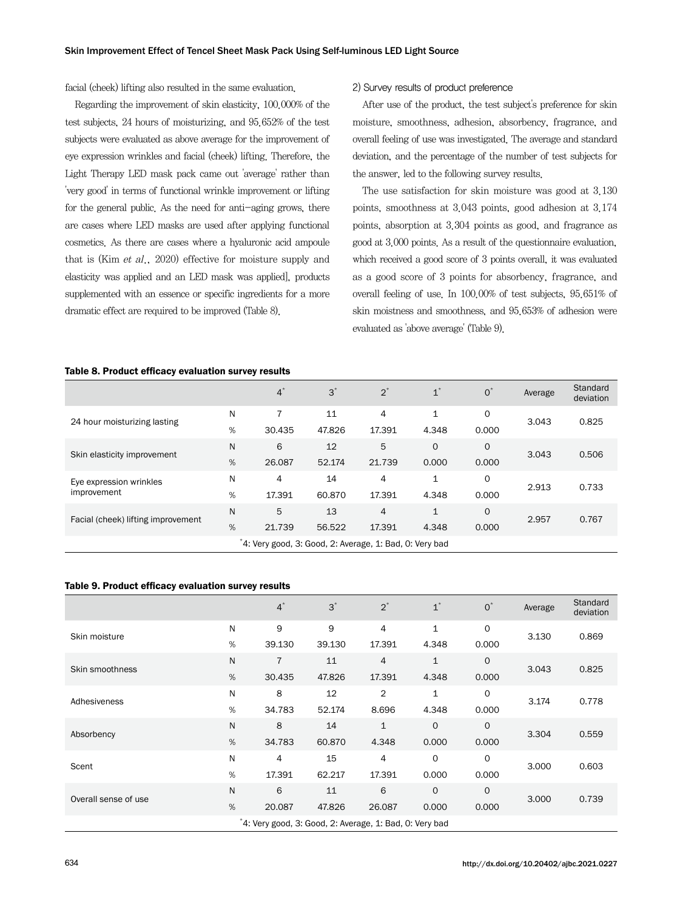facial (cheek) lifting also resulted in the same evaluation.

Regarding the improvement of skin elasticity, 100.000% of the test subjects, 24 hours of moisturizing, and 95.652% of the test subjects were evaluated as above average for the improvement of eye expression wrinkles and facial (cheek) lifting. Therefore, the Light Therapy LED mask pack came out 'average' rather than 'very good' in terms of functional wrinkle improvement or lifting for the general public. As the need for anti-aging grows, there are cases where LED masks are used after applying functional cosmetics. As there are cases where a hyaluronic acid ampoule that is (Kim *et al*., 2020) effective for moisture supply and elasticity was applied and an LED mask was applied], products supplemented with an essence or specific ingredients for a more dramatic effect are required to be improved (Table 8).

### 2) Survey results of product preference

After use of the product, the test subject's preference for skin moisture, smoothness, adhesion, absorbency, fragrance, and overall feeling of use was investigated. The average and standard deviation, and the percentage of the number of test subjects for the answer, led to the following survey results.

The use satisfaction for skin moisture was good at 3.130 points, smoothness at 3.043 points, good adhesion at 3.174 points, absorption at 3.304 points as good, and fragrance as good at 3.000 points. As a result of the questionnaire evaluation, which received a good score of 3 points overall, it was evaluated as a good score of 3 points for absorbency, fragrance, and overall feeling of use. In 100.00% of test subjects, 95.651% of skin moistness and smoothness, and 95.653% of adhesion were evaluated as 'above average' (Table 9).

**Table 8. Product efficacy evaluation survey results**

| | | 4* | 3* | 2* | 1* | 0* | Average | Standard deviation |
|---|---|---|---|---|---|---|---|---|
| 24 hour moisturizing lasting | N | 7 | 11 | 4 | 1 | 0 | 3.043 | 0.825 |
| | % | 30.435 | 47.826 | 17.391 | 4.348 | 0.000 | | |
| Skin elasticity improvement | N | 6 | 12 | 5 | 0 | 0 | 3.043 | 0.506 |
| | % | 26.087 | 52.174 | 21.739 | 0.000 | 0.000 | | |
| Eye expression wrinkles improvement | N | 4 | 14 | 4 | 1 | 0 | 2.913 | 0.733 |
| | % | 17.391 | 60.870 | 17.391 | 4.348 | 0.000 | | |
| Facial (cheek) lifting improvement | N | 5 | 13 | 4 | 1 | 0 | 2.957 | 0.767 |
| | % | 21.739 | 56.522 | 17.391 | 4.348 | 0.000 | | |

*4: Very good, 3: Good, 2: Average, 1: Bad, 0: Very bad

**Table 9. Product efficacy evaluation survey results**

| | | 4* | 3* | 2* | 1* | 0* | Average | Standard deviation |
|---|---|---|---|---|---|---|---|---|
| Skin moisture | N | 9 | 9 | 4 | 1 | 0 | 3.130 | 0.869 |
| | % | 39.130 | 39.130 | 17.391 | 4.348 | 0.000 | | |
| Skin smoothness | N | 7 | 11 | 4 | 1 | 0 | 3.043 | 0.825 |
| | % | 30.435 | 47.826 | 17.391 | 4.348 | 0.000 | | |
| Adhesiveness | N | 8 | 12 | 2 | 1 | 0 | 3.174 | 0.778 |
| | % | 34.783 | 52.174 | 8.696 | 4.348 | 0.000 | | |
| Absorbency | N | 8 | 14 | 1 | 0 | 0 | 3.304 | 0.559 |
| | % | 34.783 | 60.870 | 4.348 | 0.000 | 0.000 | | |
| Scent | N | 4 | 15 | 4 | 0 | 0 | 3.000 | 0.603 |
| | % | 17.391 | 62.217 | 17.391 | 0.000 | 0.000 | | |
| Overall sense of use | N | 6 | 11 | 6 | 0 | 0 | 3.000 | 0.739 |
| | % | 20.087 | 47.826 | 26.087 | 0.000 | 0.000 | | |

*4: Very good, 3: Good, 2: Average, 1: Bad, 0: Very bad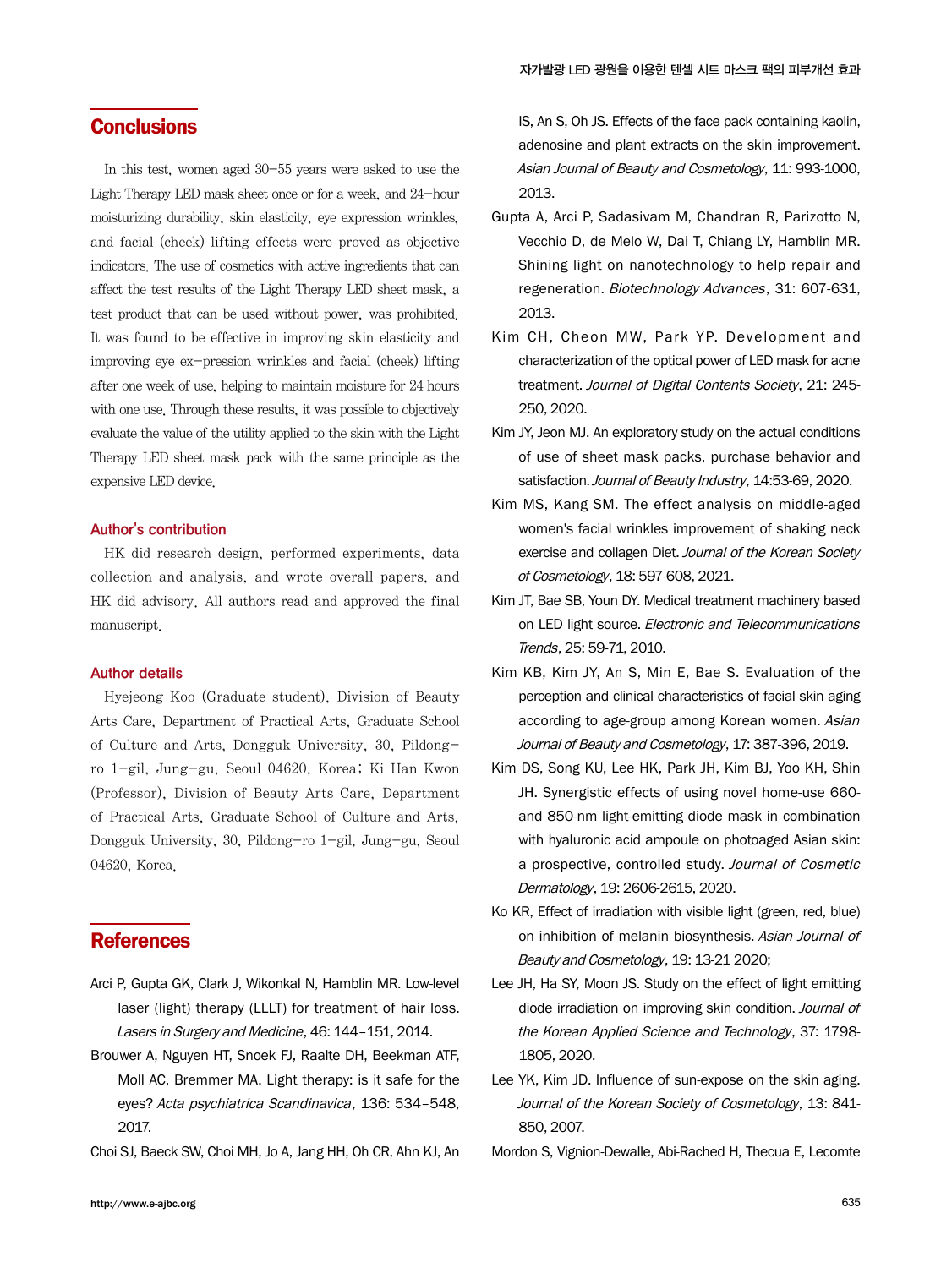## Conclusions

In this test, women aged 30–55 years were asked to use the Light Therapy LED mask sheet once or for a week, and 24-hour moisturizing durability, skin elasticity, eye expression wrinkles, and facial (cheek) lifting effects were proved as objective indicators. The use of cosmetics with active ingredients that can affect the test results of the Light Therapy LED sheet mask, a test product that can be used without power, was prohibited. It was found to be effective in improving skin elasticity and improving eye ex-pression wrinkles and facial (cheek) lifting after one week of use, helping to maintain moisture for 24 hours with one use. Through these results, it was possible to objectively evaluate the value of the utility applied to the skin with the Light Therapy LED sheet mask pack with the same principle as the expensive LED device.

### Author's contribution

HK did research design, performed experiments, data collection and analysis, and wrote overall papers, and HK did advisory. All authors read and approved the final manuscript.

### Author details

Hyejeong Koo (Graduate student), Division of Beauty Arts Care, Department of Practical Arts, Graduate School of Culture and Arts, Dongguk University, 30, Pildong-ro 1-gil, Jung-gu, Seoul 04620, Korea; Ki Han Kwon (Professor), Division of Beauty Arts Care, Department of Practical Arts, Graduate School of Culture and Arts, Dongguk University, 30, Pildong-ro 1-gil, Jung-gu, Seoul 04620, Korea.

## References

Arci P, Gupta GK, Clark J, Wikonkal N, Hamblin MR. Low-level laser (light) therapy (LLLT) for treatment of hair loss. *Lasers in Surgery and Medicine*, 46: 144–151, 2014.

Brouwer A, Nguyen HT, Snoek FJ, Raalte DH, Beekman ATF, Moll AC, Bremmer MA. Light therapy: is it safe for the eyes? *Acta psychiatrica Scandinavica*, 136: 534–548, 2017.

Choi SJ, Baeck SW, Choi MH, Jo A, Jang HH, Oh CR, Ahn KJ, An IS, An S, Oh JS. Effects of the face pack containing kaolin, adenosine and plant extracts on the skin improvement. *Asian Journal of Beauty and Cosmetology*, 11: 993-1000, 2013.

Gupta A, Arci P, Sadasivam M, Chandran R, Parizotto N, Vecchio D, de Melo W, Dai T, Chiang LY, Hamblin MR. Shining light on nanotechnology to help repair and regeneration. *Biotechnology Advances*, 31: 607-631, 2013.

Kim CH, Cheon MW, Park YP. Development and characterization of the optical power of LED mask for acne treatment. *Journal of Digital Contents Society*, 21: 245-250, 2020.

Kim JY, Jeon MJ. An exploratory study on the actual conditions of use of sheet mask packs, purchase behavior and satisfaction. *Journal of Beauty Industry*, 14:53-69, 2020.

Kim MS, Kang SM. The effect analysis on middle-aged women's facial wrinkles improvement of shaking neck exercise and collagen Diet. *Journal of the Korean Society of Cosmetology*, 18: 597-608, 2021.

Kim JT, Bae SB, Youn DY. Medical treatment machinery based on LED light source. *Electronic and Telecommunications Trends*, 25: 59-71, 2010.

Kim KB, Kim JY, An S, Min E, Bae S. Evaluation of the perception and clinical characteristics of facial skin aging according to age-group among Korean women. *Asian Journal of Beauty and Cosmetology*, 17: 387-396, 2019.

Kim DS, Song KU, Lee HK, Park JH, Kim BJ, Yoo KH, Shin JH. Synergistic effects of using novel home-use 660- and 850-nm light-emitting diode mask in combination with hyaluronic acid ampoule on photoaged Asian skin: a prospective, controlled study. *Journal of Cosmetic Dermatology*, 19: 2606-2615, 2020.

Ko KR, Effect of irradiation with visible light (green, red, blue) on inhibition of melanin biosynthesis. *Asian Journal of Beauty and Cosmetology*, 19: 13-21 2020;

Lee JH, Ha SY, Moon JS. Study on the effect of light emitting diode irradiation on improving skin condition. *Journal of the Korean Applied Science and Technology*, 37: 1798-1805, 2020.

Lee YK, Kim JD. Influence of sun-expose on the skin aging. *Journal of the Korean Society of Cosmetology*, 13: 841-850, 2007.

Mordon S, Vignion-Dewalle, Abi-Rached H, Thecua E, Lecomte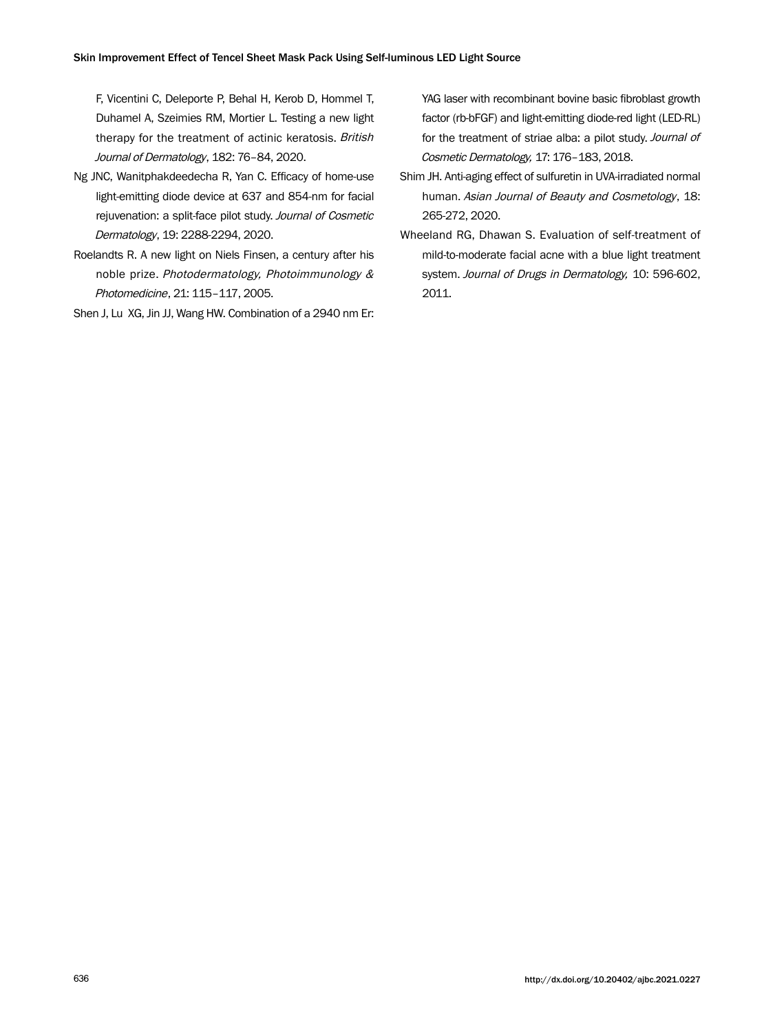F, Vicentini C, Deleporte P, Behal H, Kerob D, Hommel T, Duhamel A, Szeimies RM, Mortier L. Testing a new light therapy for the treatment of actinic keratosis. *British Journal of Dermatology*, 182: 76–84, 2020.

Ng JNC, Wanitphakdeedecha R, Yan C. Efficacy of home-use light-emitting diode device at 637 and 854-nm for facial rejuvenation: a split-face pilot study. *Journal of Cosmetic Dermatology*, 19: 2288-2294, 2020.

Roelandts R. A new light on Niels Finsen, a century after his noble prize. *Photodermatology, Photoimmunology & Photomedicine*, 21: 115–117, 2005.

Shen J, Lu XG, Jin JJ, Wang HW. Combination of a 2940 nm Er: YAG laser with recombinant bovine basic fibroblast growth factor (rb-bFGF) and light-emitting diode-red light (LED-RL) for the treatment of striae alba: a pilot study. *Journal of Cosmetic Dermatology,* 17: 176–183, 2018.

Shim JH. Anti-aging effect of sulfuretin in UVA-irradiated normal human. *Asian Journal of Beauty and Cosmetology*, 18: 265-272, 2020.

Wheeland RG, Dhawan S. Evaluation of self-treatment of mild-to-moderate facial acne with a blue light treatment system. *Journal of Drugs in Dermatology,* 10: 596-602, 2011.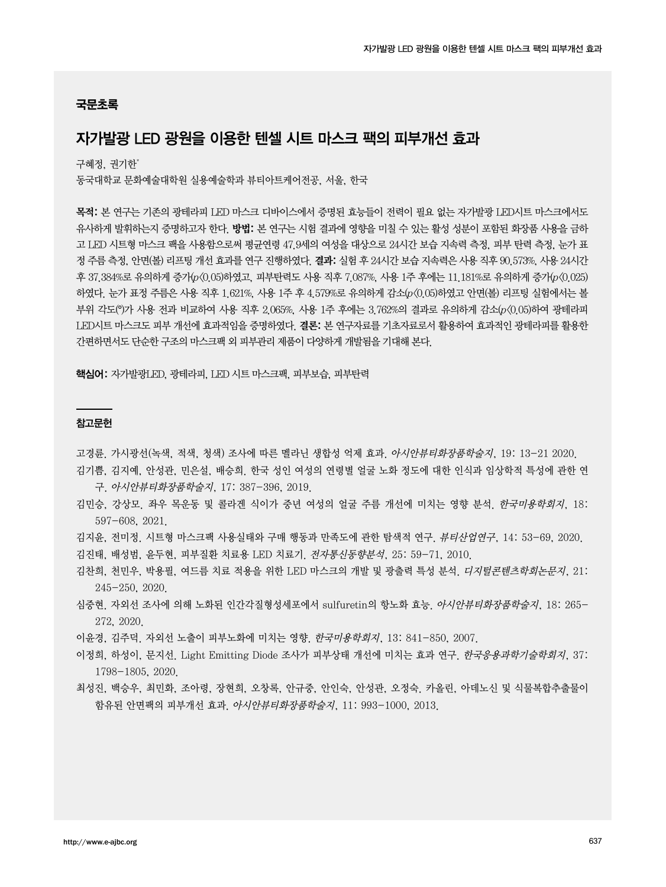## 국문초록

# 자가발광 LED 광원을 이용한 텐셀 시트 마스크 팩의 피부개선 효과

구혜정, 권기한[*]

동국대학교 문화예술대학원 실용예술학과 뷰티아트케어전공, 서울, 한국

**목적:** 본 연구는 기존의 광테라피 LED 마스크 디바이스에서 증명된 효능들이 전력이 필요 없는 자가발광 LED시트 마스크에서도 유사하게 발휘하는지 증명하고자 한다. **방법:** 본 연구는 시험 결과에 영향을 미칠 수 있는 활성 성분이 포함된 화장품 사용을 금하고 LED 시트형 마스크 팩을 사용함으로써 평균연령 47.9세의 여성을 대상으로 24시간 보습 지속력 측정, 피부 탄력 측정, 눈가 표정 주름 측정, 안면(볼) 리프팅 개선 효과를 연구 진행하였다. **결과:** 실험 후 24시간 보습 지속력은 사용 직후 90.573%, 사용 24시간 후 37.384%로 유의하게 증가($p<0.05$)하였고, 피부탄력도 사용 직후 7.087%, 사용 1주 후에는 11.181%로 유의하게 증가($p<0.025$)하였다. 눈가 표정 주름은 사용 직후 1.621%, 사용 1주 후 4.579%로 유의하게 감소($p<0.05$)하였고 안면(볼) 리프팅 실험에서는 볼 부위 각도(°)가 사용 전과 비교하여 사용 직후 2.065%, 사용 1주 후에는 3.762%의 결과로 유의하게 감소($p<0.05$)하여 광테라피 LED시트 마스크도 피부 개선에 효과적임을 증명하였다. **결론:** 본 연구자료를 기초자료로서 활용하여 효과적인 광테라피를 활용한 간편하면서도 단순한 구조의 마스크팩 외 피부관리 제품이 다양하게 개발됨을 기대해 본다.

**핵심어:** 자가발광LED, 광테라피, LED 시트 마스크팩, 피부보습, 피부탄력

## 참고문헌

고경륜. 가시광선(녹색, 적색, 청색) 조사에 따른 멜라닌 생합성 억제 효과. *아시안뷰티화장품학술지*, 19: 13-21 2020.

김기쁨, 김지예, 안성관, 민은설, 배승희. 한국 성인 여성의 연령별 얼굴 노화 정도에 대한 인식과 임상학적 특성에 관한 연구. *아시안뷰티화장품학술지*, 17: 387-396, 2019.

김민승, 강상모. 좌우 목운동 및 콜라겐 식이가 중년 여성의 얼굴 주름 개선에 미치는 영향 분석. *한국미용학회지*, 18: 597-608, 2021.

김지윤, 전미정. 시트형 마스크팩 사용실태와 구매 행동과 만족도에 관한 탐색적 연구. *뷰티산업연구*, 14: 53-69, 2020.

김진태, 배성범, 윤두현. 피부질환 치료용 LED 치료기. *전자통신동향분석*, 25: 59-71, 2010.

김찬희, 천민우, 박용필. 여드름 치료 적용을 위한 LED 마스크의 개발 및 광출력 특성 분석. *디지털콘텐츠학회논문지*, 21: 245-250, 2020.

심중현. 자외선 조사에 의해 노화된 인간각질형성세포에서 sulfuretin의 항노화 효능. *아시안뷰티화장품학술지*, 18: 265-272, 2020.

이윤경, 김주덕. 자외선 노출이 피부노화에 미치는 영향. *한국미용학회지*, 13: 841-850, 2007.

이정희, 하성이, 문지선. Light Emitting Diode 조사가 피부상태 개선에 미치는 효과 연구. *한국응용과학기술학회지*, 37: 1798-1805, 2020.

최성진, 백승우, 최민화, 조아령, 장현희, 오창록, 안규중, 안인숙, 안성관, 오정숙. 카올린, 아데노신 및 식물복합추출물이 함유된 안면팩의 피부개선 효과. *아시안뷰티화장품학술지*, 11: 993-1000, 2013.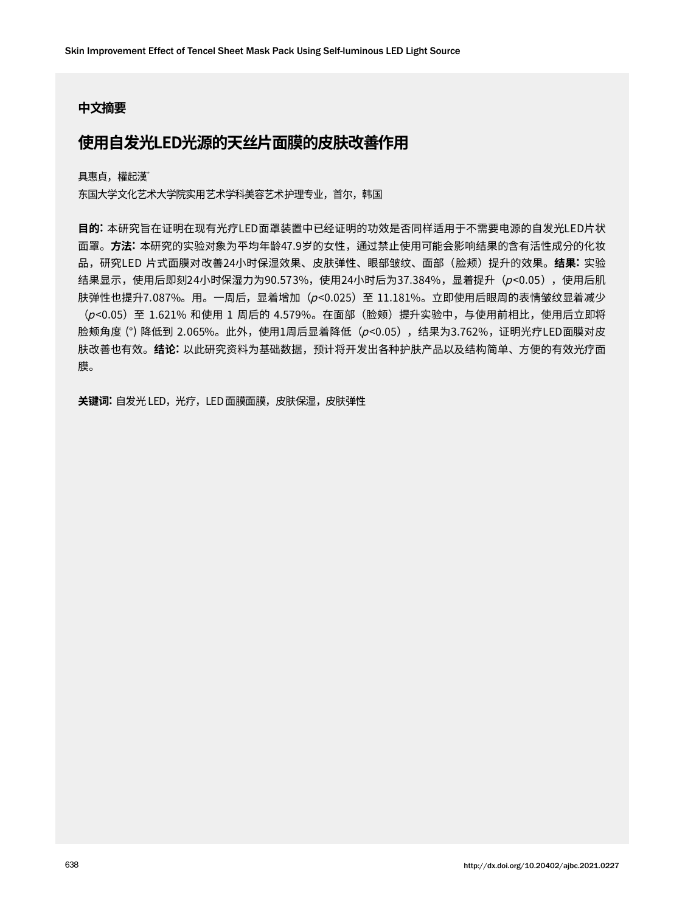## 中文摘要

# 使用自发光LED光源的天丝片面膜的皮肤改善作用

具惠貞，權起漢*

东国大学文化艺术大学院实用艺术学科美容艺术护理专业，首尔，韩国

**目的:** 本研究旨在证明在现有光疗LED面罩装置中已经证明的功效是否同样适用于不需要电源的自发光LED片状面罩。**方法:** 本研究的实验对象为平均年龄47.9岁的女性，通过禁止使用可能会影响结果的含有活性成分的化妆品，研究LED 片式面膜对改善24小时保湿效果、皮肤弹性、眼部皱纹、面部（脸颊）提升的效果。**结果:** 实验结果显示，使用后即刻24小时保湿力为90.573%，使用24小时后为37.384%，显着提升（$p$<0.05），使用后肌肤弹性也提升7.087%。用。一周后，显着增加（$p$<0.025）至 11.181%。立即使用后眼周的表情皱纹显着减少（$p$<0.05）至 1.621% 和使用 1 周后的 4.579%。在面部（脸颊）提升实验中，与使用前相比，使用后立即将脸颊角度 (°) 降低到 2.065%。此外，使用1周后显着降低（$p$<0.05），结果为3.762%，证明光疗LED面膜对皮肤改善也有效。**结论:** 以此研究资料为基础数据，预计将开发出各种护肤产品以及结构简单、方便的有效光疗面膜。

**关键词:** 自发光 LED，光疗，LED 面膜面膜，皮肤保湿，皮肤弹性